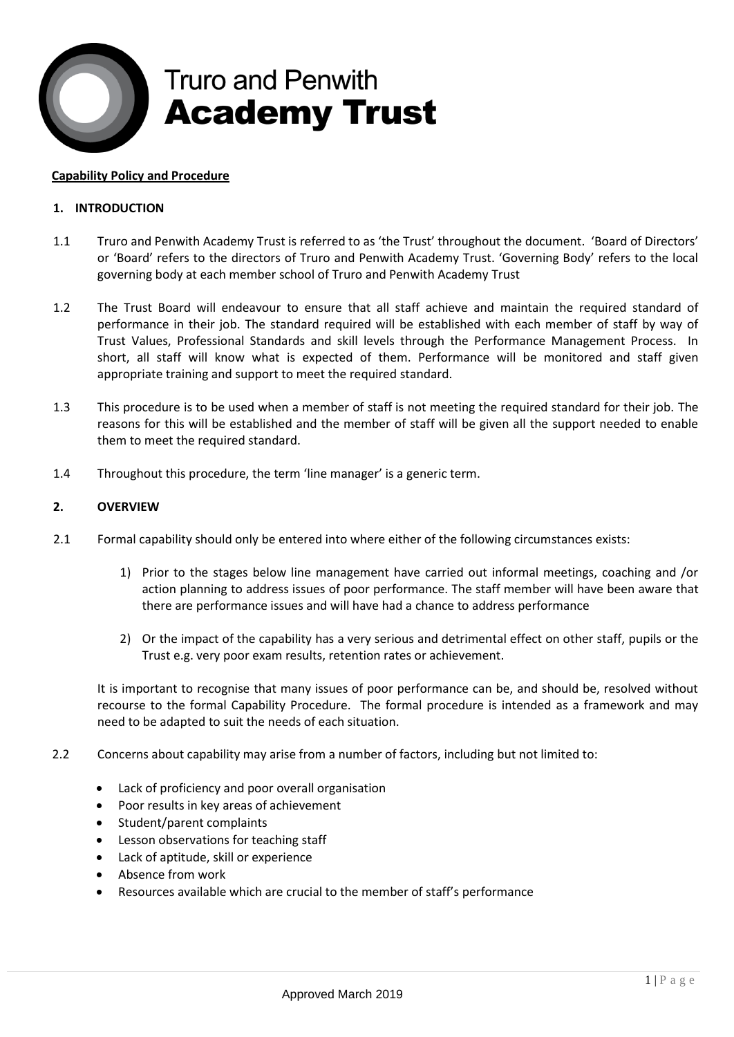# Truro and Penwith Academy Trust

**Capability Policy and Procedure**

## 1. INTRODUCTION

1.1 Truro and Penwith Academy Trust is referred to as 'the Trust' throughout the document. 'Board of Directors' or 'Board' refers to the directors of Truro and Penwith Academy Trust. 'Governing Body' refers to the local governing body at each member school of Truro and Penwith Academy Trust

1.2 The Trust Board will endeavour to ensure that all staff achieve and maintain the required standard of performance in their job. The standard required will be established with each member of staff by way of Trust Values, Professional Standards and skill levels through the Performance Management Process. In short, all staff will know what is expected of them. Performance will be monitored and staff given appropriate training and support to meet the required standard.

1.3 This procedure is to be used when a member of staff is not meeting the required standard for their job. The reasons for this will be established and the member of staff will be given all the support needed to enable them to meet the required standard.

1.4 Throughout this procedure, the term 'line manager' is a generic term.

## 2. OVERVIEW

2.1 Formal capability should only be entered into where either of the following circumstances exists:

1) Prior to the stages below line management have carried out informal meetings, coaching and /or action planning to address issues of poor performance. The staff member will have been aware that there are performance issues and will have had a chance to address performance
2) Or the impact of the capability has a very serious and detrimental effect on other staff, pupils or the Trust e.g. very poor exam results, retention rates or achievement.

It is important to recognise that many issues of poor performance can be, and should be, resolved without recourse to the formal Capability Procedure. The formal procedure is intended as a framework and may need to be adapted to suit the needs of each situation.

2.2 Concerns about capability may arise from a number of factors, including but not limited to:

- Lack of proficiency and poor overall organisation
- Poor results in key areas of achievement
- Student/parent complaints
- Lesson observations for teaching staff
- Lack of aptitude, skill or experience
- Absence from work
- Resources available which are crucial to the member of staff's performance

Approved March 2019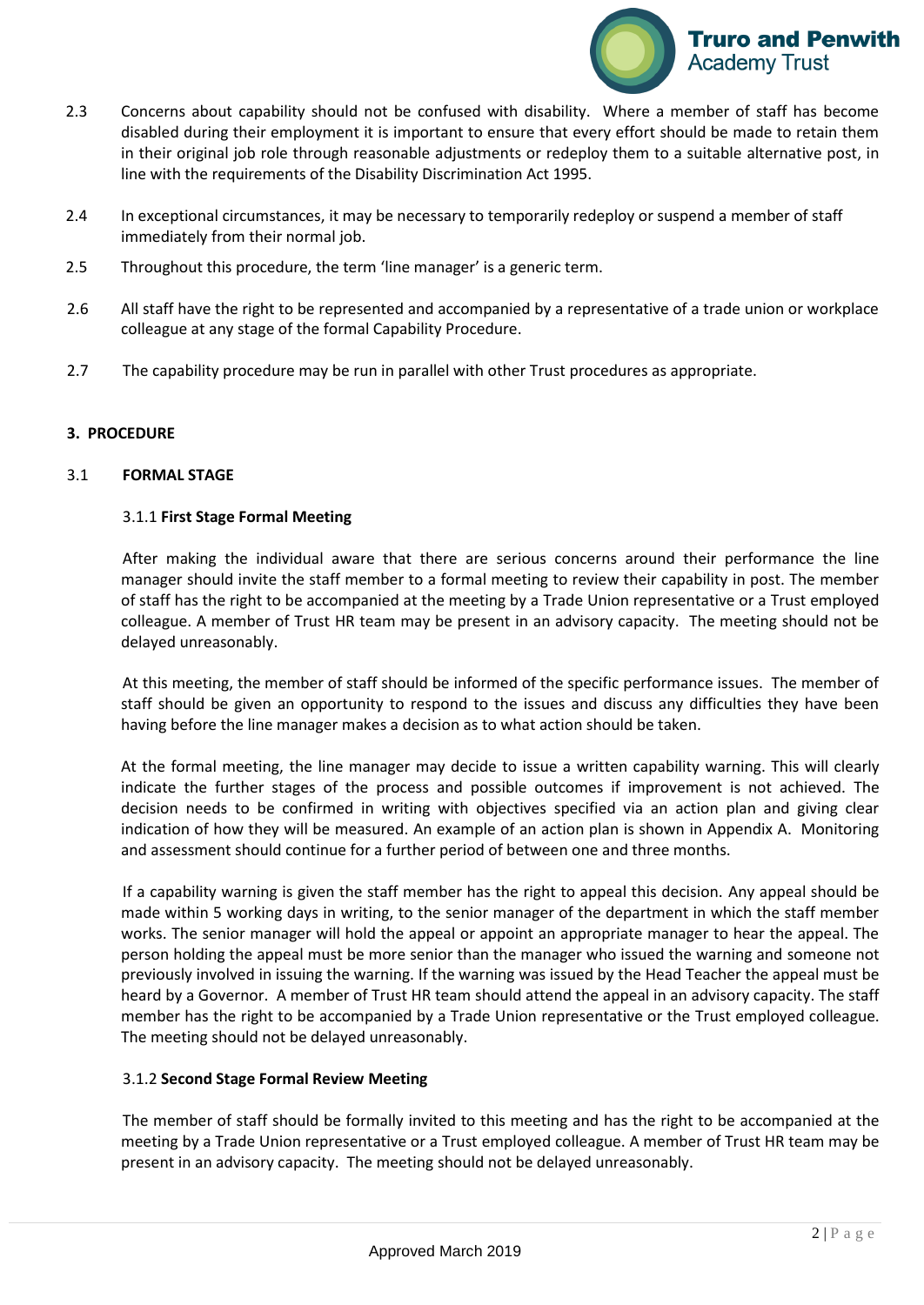2.3 Concerns about capability should not be confused with disability. Where a member of staff has become disabled during their employment it is important to ensure that every effort should be made to retain them in their original job role through reasonable adjustments or redeploy them to a suitable alternative post, in line with the requirements of the Disability Discrimination Act 1995.

2.4 In exceptional circumstances, it may be necessary to temporarily redeploy or suspend a member of staff immediately from their normal job.

2.5 Throughout this procedure, the term 'line manager' is a generic term.

2.6 All staff have the right to be represented and accompanied by a representative of a trade union or workplace colleague at any stage of the formal Capability Procedure.

2.7 The capability procedure may be run in parallel with other Trust procedures as appropriate.

## 3. PROCEDURE

### 3.1 FORMAL STAGE

#### 3.1.1 First Stage Formal Meeting

After making the individual aware that there are serious concerns around their performance the line manager should invite the staff member to a formal meeting to review their capability in post. The member of staff has the right to be accompanied at the meeting by a Trade Union representative or a Trust employed colleague. A member of Trust HR team may be present in an advisory capacity. The meeting should not be delayed unreasonably.

At this meeting, the member of staff should be informed of the specific performance issues. The member of staff should be given an opportunity to respond to the issues and discuss any difficulties they have been having before the line manager makes a decision as to what action should be taken.

At the formal meeting, the line manager may decide to issue a written capability warning. This will clearly indicate the further stages of the process and possible outcomes if improvement is not achieved. The decision needs to be confirmed in writing with objectives specified via an action plan and giving clear indication of how they will be measured. An example of an action plan is shown in Appendix A. Monitoring and assessment should continue for a further period of between one and three months.

If a capability warning is given the staff member has the right to appeal this decision. Any appeal should be made within 5 working days in writing, to the senior manager of the department in which the staff member works. The senior manager will hold the appeal or appoint an appropriate manager to hear the appeal. The person holding the appeal must be more senior than the manager who issued the warning and someone not previously involved in issuing the warning. If the warning was issued by the Head Teacher the appeal must be heard by a Governor. A member of Trust HR team should attend the appeal in an advisory capacity. The staff member has the right to be accompanied by a Trade Union representative or the Trust employed colleague. The meeting should not be delayed unreasonably.

#### 3.1.2 Second Stage Formal Review Meeting

The member of staff should be formally invited to this meeting and has the right to be accompanied at the meeting by a Trade Union representative or a Trust employed colleague. A member of Trust HR team may be present in an advisory capacity. The meeting should not be delayed unreasonably.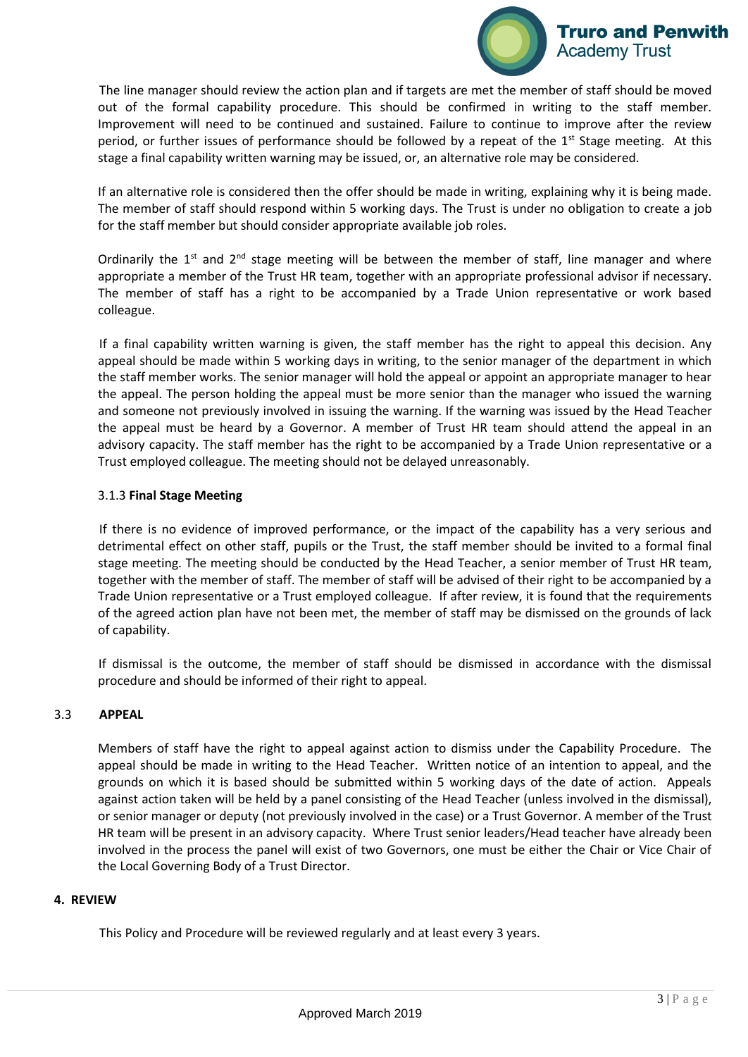The line manager should review the action plan and if targets are met the member of staff should be moved out of the formal capability procedure. This should be confirmed in writing to the staff member. Improvement will need to be continued and sustained. Failure to continue to improve after the review period, or further issues of performance should be followed by a repeat of the 1st Stage meeting. At this stage a final capability written warning may be issued, or, an alternative role may be considered.

If an alternative role is considered then the offer should be made in writing, explaining why it is being made. The member of staff should respond within 5 working days. The Trust is under no obligation to create a job for the staff member but should consider appropriate available job roles.

Ordinarily the 1st and 2nd stage meeting will be between the member of staff, line manager and where appropriate a member of the Trust HR team, together with an appropriate professional advisor if necessary. The member of staff has a right to be accompanied by a Trade Union representative or work based colleague.

If a final capability written warning is given, the staff member has the right to appeal this decision. Any appeal should be made within 5 working days in writing, to the senior manager of the department in which the staff member works. The senior manager will hold the appeal or appoint an appropriate manager to hear the appeal. The person holding the appeal must be more senior than the manager who issued the warning and someone not previously involved in issuing the warning. If the warning was issued by the Head Teacher the appeal must be heard by a Governor. A member of Trust HR team should attend the appeal in an advisory capacity. The staff member has the right to be accompanied by a Trade Union representative or a Trust employed colleague. The meeting should not be delayed unreasonably.

#### 3.1.3 **Final Stage Meeting**

If there is no evidence of improved performance, or the impact of the capability has a very serious and detrimental effect on other staff, pupils or the Trust, the staff member should be invited to a formal final stage meeting. The meeting should be conducted by the Head Teacher, a senior member of Trust HR team, together with the member of staff. The member of staff will be advised of their right to be accompanied by a Trade Union representative or a Trust employed colleague. If after review, it is found that the requirements of the agreed action plan have not been met, the member of staff may be dismissed on the grounds of lack of capability.

If dismissal is the outcome, the member of staff should be dismissed in accordance with the dismissal procedure and should be informed of their right to appeal.

### 3.3 APPEAL

Members of staff have the right to appeal against action to dismiss under the Capability Procedure. The appeal should be made in writing to the Head Teacher. Written notice of an intention to appeal, and the grounds on which it is based should be submitted within 5 working days of the date of action. Appeals against action taken will be held by a panel consisting of the Head Teacher (unless involved in the dismissal), or senior manager or deputy (not previously involved in the case) or a Trust Governor. A member of the Trust HR team will be present in an advisory capacity. Where Trust senior leaders/Head teacher have already been involved in the process the panel will exist of two Governors, one must be either the Chair or Vice Chair of the Local Governing Body of a Trust Director.

## 4. REVIEW

This Policy and Procedure will be reviewed regularly and at least every 3 years.

Approved March 2019